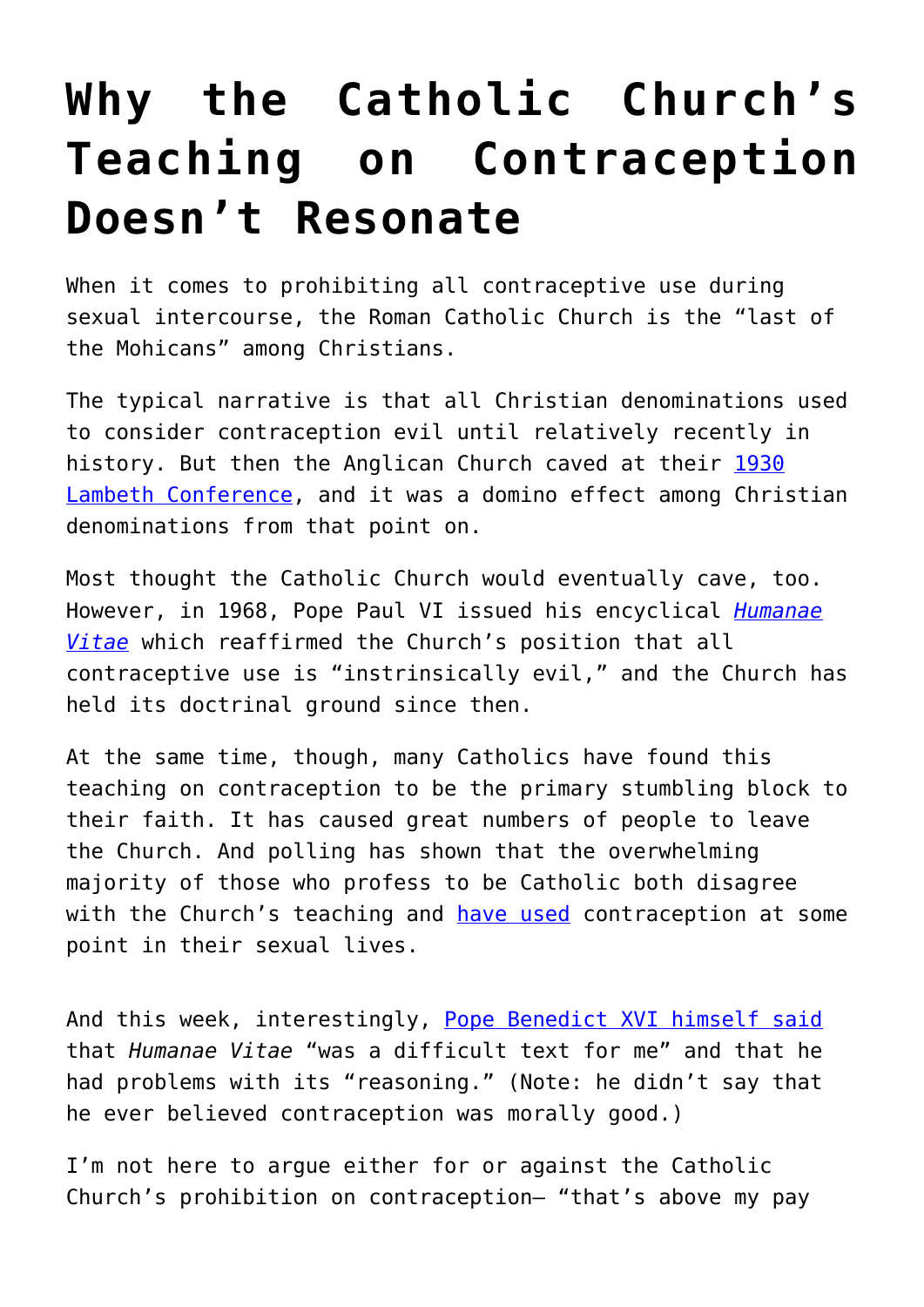# Why the Catholic Church's Teaching on Contraception Doesn't Resonate

When it comes to prohibiting all contraceptive use during sexual intercourse, the Roman Catholic Church is the "last of the Mohicans" among Christians.

The typical narrative is that all Christian denominations used to consider contraception evil until relatively recently in history. But then the Anglican Church caved at their 1930 Lambeth Conference, and it was a domino effect among Christian denominations from that point on.

Most thought the Catholic Church would eventually cave, too. However, in 1968, Pope Paul VI issued his encyclical *Humanae Vitae* which reaffirmed the Church's position that all contraceptive use is "instrinsically evil," and the Church has held its doctrinal ground since then.

At the same time, though, many Catholics have found this teaching on contraception to be the primary stumbling block to their faith. It has caused great numbers of people to leave the Church. And polling has shown that the overwhelming majority of those who profess to be Catholic both disagree with the Church's teaching and have used contraception at some point in their sexual lives.

And this week, interestingly, Pope Benedict XVI himself said that *Humanae Vitae* "was a difficult text for me" and that he had problems with its "reasoning." (Note: he didn't say that he ever believed contraception was morally good.)

I'm not here to argue either for or against the Catholic Church's prohibition on contraception— "that's above my pay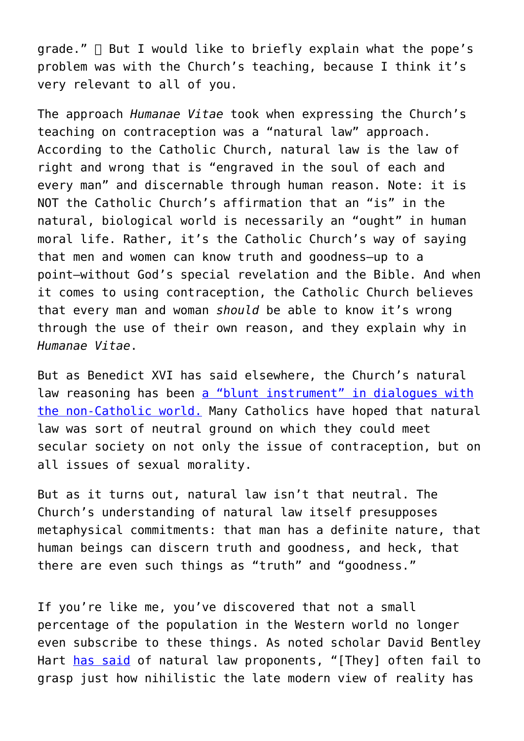grade." 🙂 But I would like to briefly explain what the pope's problem was with the Church's teaching, because I think it's very relevant to all of you.

The approach *Humanae Vitae* took when expressing the Church's teaching on contraception was a "natural law" approach. According to the Catholic Church, natural law is the law of right and wrong that is "engraved in the soul of each and every man" and discernable through human reason. Note: it is NOT the Catholic Church's affirmation that an "is" in the natural, biological world is necessarily an "ought" in human moral life. Rather, it's the Catholic Church's way of saying that men and women can know truth and goodness—up to a point—without God's special revelation and the Bible. And when it comes to using contraception, the Catholic Church believes that every man and woman *should* be able to know it's wrong through the use of their own reason, and they explain why in *Humanae Vitae*.

But as Benedict XVI has said elsewhere, the Church's natural law reasoning has been a "blunt instrument" in dialogues with the non-Catholic world. Many Catholics have hoped that natural law was sort of neutral ground on which they could meet secular society on not only the issue of contraception, but on all issues of sexual morality.

But as it turns out, natural law isn't that neutral. The Church's understanding of natural law itself presupposes metaphysical commitments: that man has a definite nature, that human beings can discern truth and goodness, and heck, that there are even such things as "truth" and "goodness."

If you're like me, you've discovered that not a small percentage of the population in the Western world no longer even subscribe to these things. As noted scholar David Bentley Hart has said of natural law proponents, "[They] often fail to grasp just how nihilistic the late modern view of reality has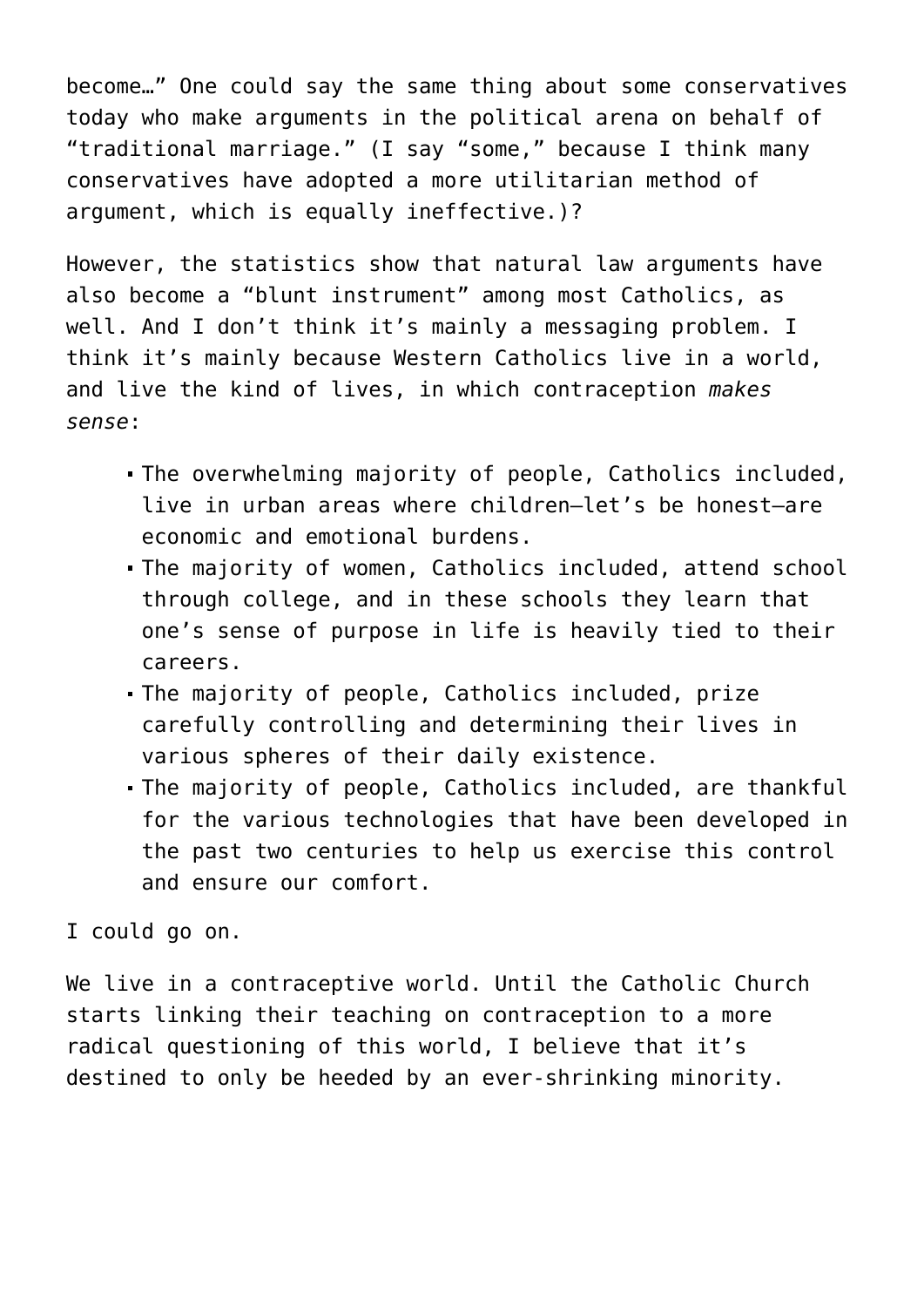become…" One could say the same thing about some conservatives today who make arguments in the political arena on behalf of "traditional marriage." (I say "some," because I think many conservatives have adopted a more utilitarian method of argument, which is equally ineffective.)?

However, the statistics show that natural law arguments have also become a "blunt instrument" among most Catholics, as well. And I don't think it's mainly a messaging problem. I think it's mainly because Western Catholics live in a world, and live the kind of lives, in which contraception *makes sense*:

- The overwhelming majority of people, Catholics included, live in urban areas where children—let's be honest—are economic and emotional burdens.
- The majority of women, Catholics included, attend school through college, and in these schools they learn that one's sense of purpose in life is heavily tied to their careers.
- The majority of people, Catholics included, prize carefully controlling and determining their lives in various spheres of their daily existence.
- The majority of people, Catholics included, are thankful for the various technologies that have been developed in the past two centuries to help us exercise this control and ensure our comfort.

I could go on.

We live in a contraceptive world. Until the Catholic Church starts linking their teaching on contraception to a more radical questioning of this world, I believe that it's destined to only be heeded by an ever-shrinking minority.